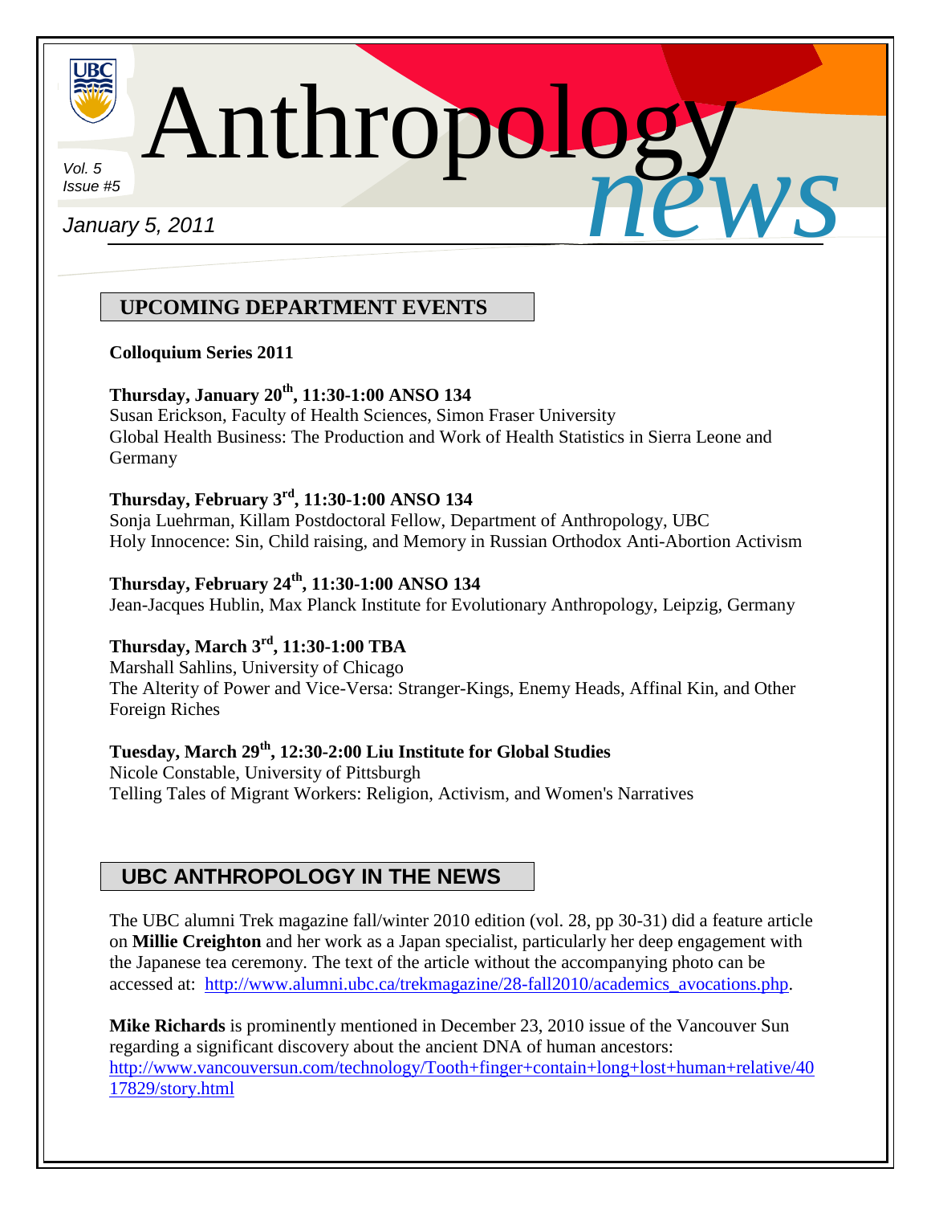# Anthropology *news*

*Vol. 5*
*Issue #5*

*January 5, 2011*

## UPCOMING DEPARTMENT EVENTS

**Colloquium Series 2011**

**Thursday, January 20th, 11:30-1:00 ANSO 134**
Susan Erickson, Faculty of Health Sciences, Simon Fraser University
Global Health Business: The Production and Work of Health Statistics in Sierra Leone and Germany

**Thursday, February 3rd, 11:30-1:00 ANSO 134**
Sonja Luehrman, Killam Postdoctoral Fellow, Department of Anthropology, UBC
Holy Innocence: Sin, Child raising, and Memory in Russian Orthodox Anti-Abortion Activism

**Thursday, February 24th, 11:30-1:00 ANSO 134**
Jean-Jacques Hublin, Max Planck Institute for Evolutionary Anthropology, Leipzig, Germany

**Thursday, March 3rd, 11:30-1:00 TBA**
Marshall Sahlins, University of Chicago
The Alterity of Power and Vice-Versa: Stranger-Kings, Enemy Heads, Affinal Kin, and Other Foreign Riches

**Tuesday, March 29th, 12:30-2:00 Liu Institute for Global Studies**
Nicole Constable, University of Pittsburgh
Telling Tales of Migrant Workers: Religion, Activism, and Women's Narratives

## UBC ANTHROPOLOGY IN THE NEWS

The UBC alumni Trek magazine fall/winter 2010 edition (vol. 28, pp 30-31) did a feature article on **Millie Creighton** and her work as a Japan specialist, particularly her deep engagement with the Japanese tea ceremony. The text of the article without the accompanying photo can be accessed at: http://www.alumni.ubc.ca/trekmagazine/28-fall2010/academics_avocations.php.

**Mike Richards** is prominently mentioned in December 23, 2010 issue of the Vancouver Sun regarding a significant discovery about the ancient DNA of human ancestors: http://www.vancouversun.com/technology/Tooth+finger+contain+long+lost+human+relative/4017829/story.html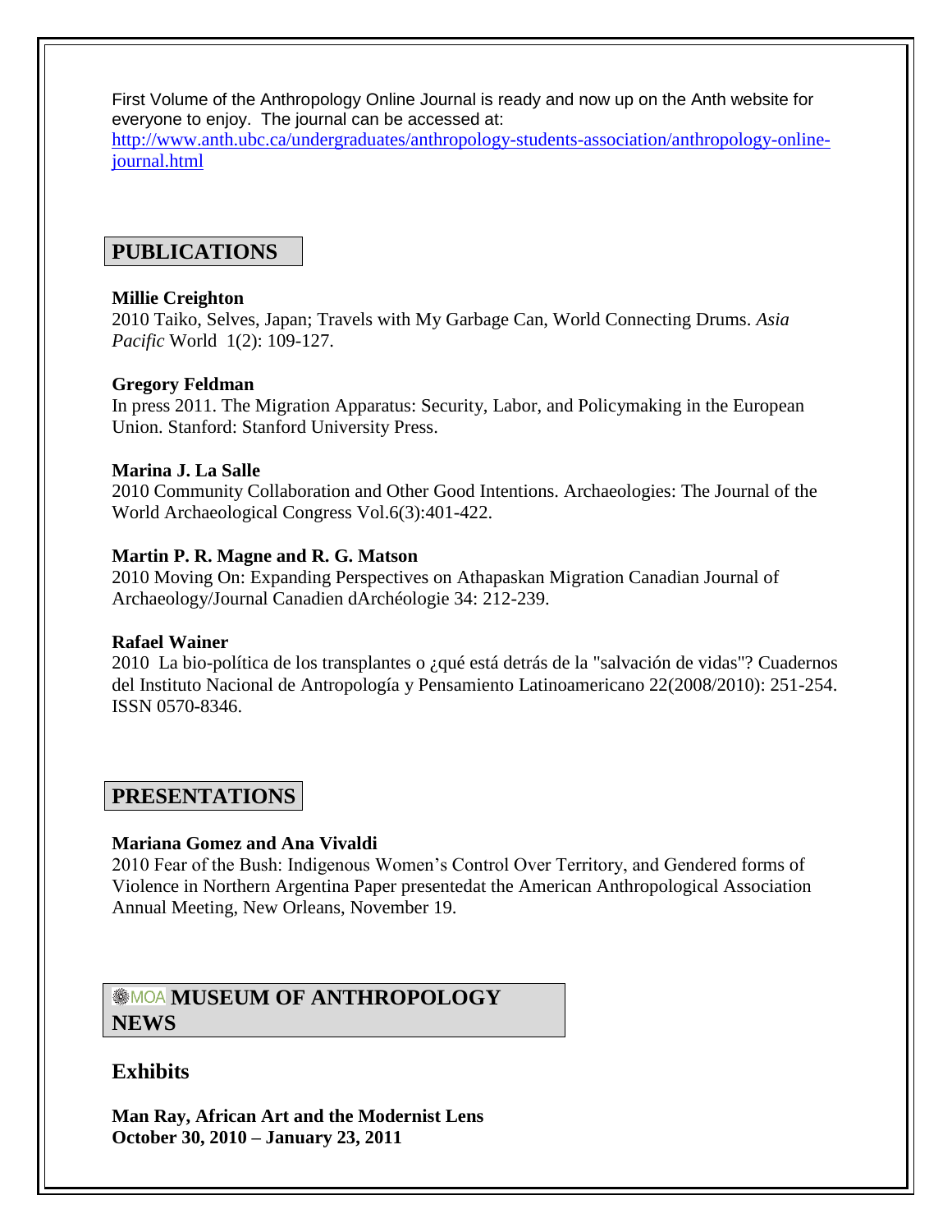First Volume of the Anthropology Online Journal is ready and now up on the Anth website for everyone to enjoy. The journal can be accessed at:
http://www.anth.ubc.ca/undergraduates/anthropology-students-association/anthropology-online-journal.html

## PUBLICATIONS

**Millie Creighton**
2010 Taiko, Selves, Japan; Travels with My Garbage Can, World Connecting Drums. *Asia Pacific* World 1(2): 109-127.

**Gregory Feldman**
In press 2011. The Migration Apparatus: Security, Labor, and Policymaking in the European Union. Stanford: Stanford University Press.

**Marina J. La Salle**
2010 Community Collaboration and Other Good Intentions. Archaeologies: The Journal of the World Archaeological Congress Vol.6(3):401-422.

**Martin P. R. Magne and R. G. Matson**
2010 Moving On: Expanding Perspectives on Athapaskan Migration Canadian Journal of Archaeology/Journal Canadien dArchéologie 34: 212-239.

**Rafael Wainer**
2010 La bio-política de los transplantes o ¿qué está detrás de la "salvación de vidas"? Cuadernos del Instituto Nacional de Antropología y Pensamiento Latinoamericano 22(2008/2010): 251-254. ISSN 0570-8346.

## PRESENTATIONS

**Mariana Gomez and Ana Vivaldi**
2010 Fear of the Bush: Indigenous Women's Control Over Territory, and Gendered forms of Violence in Northern Argentina Paper presentedat the American Anthropological Association Annual Meeting, New Orleans, November 19.

## MOA MUSEUM OF ANTHROPOLOGY NEWS

### Exhibits

**Man Ray, African Art and the Modernist Lens**
**October 30, 2010 – January 23, 2011**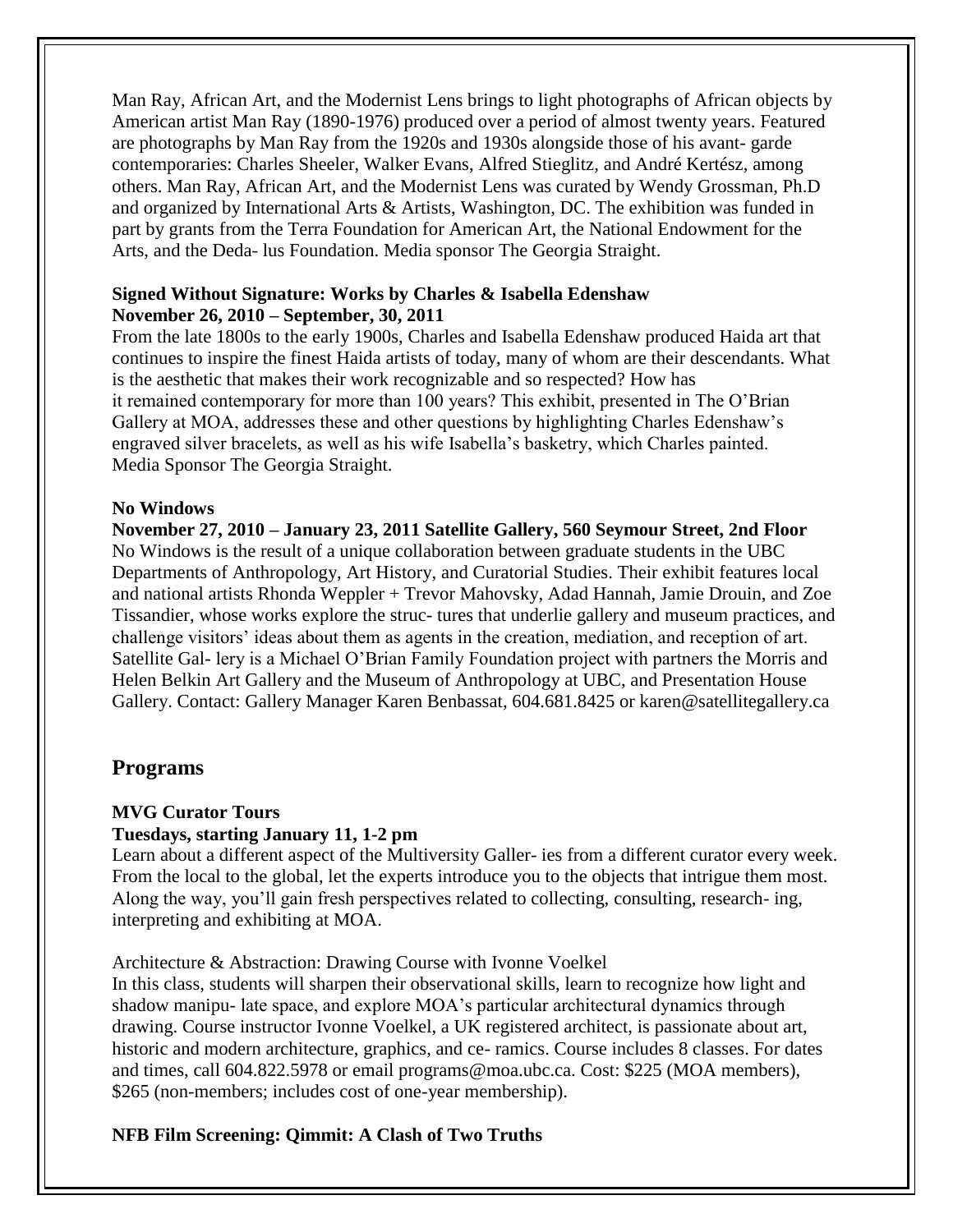Man Ray, African Art, and the Modernist Lens brings to light photographs of African objects by American artist Man Ray (1890-1976) produced over a period of almost twenty years. Featured are photographs by Man Ray from the 1920s and 1930s alongside those of his avant- garde contemporaries: Charles Sheeler, Walker Evans, Alfred Stieglitz, and André Kertész, among others. Man Ray, African Art, and the Modernist Lens was curated by Wendy Grossman, Ph.D and organized by International Arts & Artists, Washington, DC. The exhibition was funded in part by grants from the Terra Foundation for American Art, the National Endowment for the Arts, and the Deda- lus Foundation. Media sponsor The Georgia Straight.

**Signed Without Signature: Works by Charles & Isabella Edenshaw**
**November 26, 2010 – September, 30, 2011**

From the late 1800s to the early 1900s, Charles and Isabella Edenshaw produced Haida art that continues to inspire the finest Haida artists of today, many of whom are their descendants. What is the aesthetic that makes their work recognizable and so respected? How has it remained contemporary for more than 100 years? This exhibit, presented in The O'Brian Gallery at MOA, addresses these and other questions by highlighting Charles Edenshaw's engraved silver bracelets, as well as his wife Isabella's basketry, which Charles painted. Media Sponsor The Georgia Straight.

**No Windows**
**November 27, 2010 – January 23, 2011 Satellite Gallery, 560 Seymour Street, 2nd Floor**

No Windows is the result of a unique collaboration between graduate students in the UBC Departments of Anthropology, Art History, and Curatorial Studies. Their exhibit features local and national artists Rhonda Weppler + Trevor Mahovsky, Adad Hannah, Jamie Drouin, and Zoe Tissandier, whose works explore the struc- tures that underlie gallery and museum practices, and challenge visitors' ideas about them as agents in the creation, mediation, and reception of art. Satellite Gal- lery is a Michael O'Brian Family Foundation project with partners the Morris and Helen Belkin Art Gallery and the Museum of Anthropology at UBC, and Presentation House Gallery. Contact: Gallery Manager Karen Benbassat, 604.681.8425 or karen@satellitegallery.ca

## Programs

**MVG Curator Tours**
**Tuesdays, starting January 11, 1-2 pm**

Learn about a different aspect of the Multiversity Galler- ies from a different curator every week. From the local to the global, let the experts introduce you to the objects that intrigue them most. Along the way, you'll gain fresh perspectives related to collecting, consulting, research- ing, interpreting and exhibiting at MOA.

Architecture & Abstraction: Drawing Course with Ivonne Voelkel

In this class, students will sharpen their observational skills, learn to recognize how light and shadow manipu- late space, and explore MOA's particular architectural dynamics through drawing. Course instructor Ivonne Voelkel, a UK registered architect, is passionate about art, historic and modern architecture, graphics, and ce- ramics. Course includes 8 classes. For dates and times, call 604.822.5978 or email programs@moa.ubc.ca. Cost: $225 (MOA members), $265 (non-members; includes cost of one-year membership).

**NFB Film Screening: Qimmit: A Clash of Two Truths**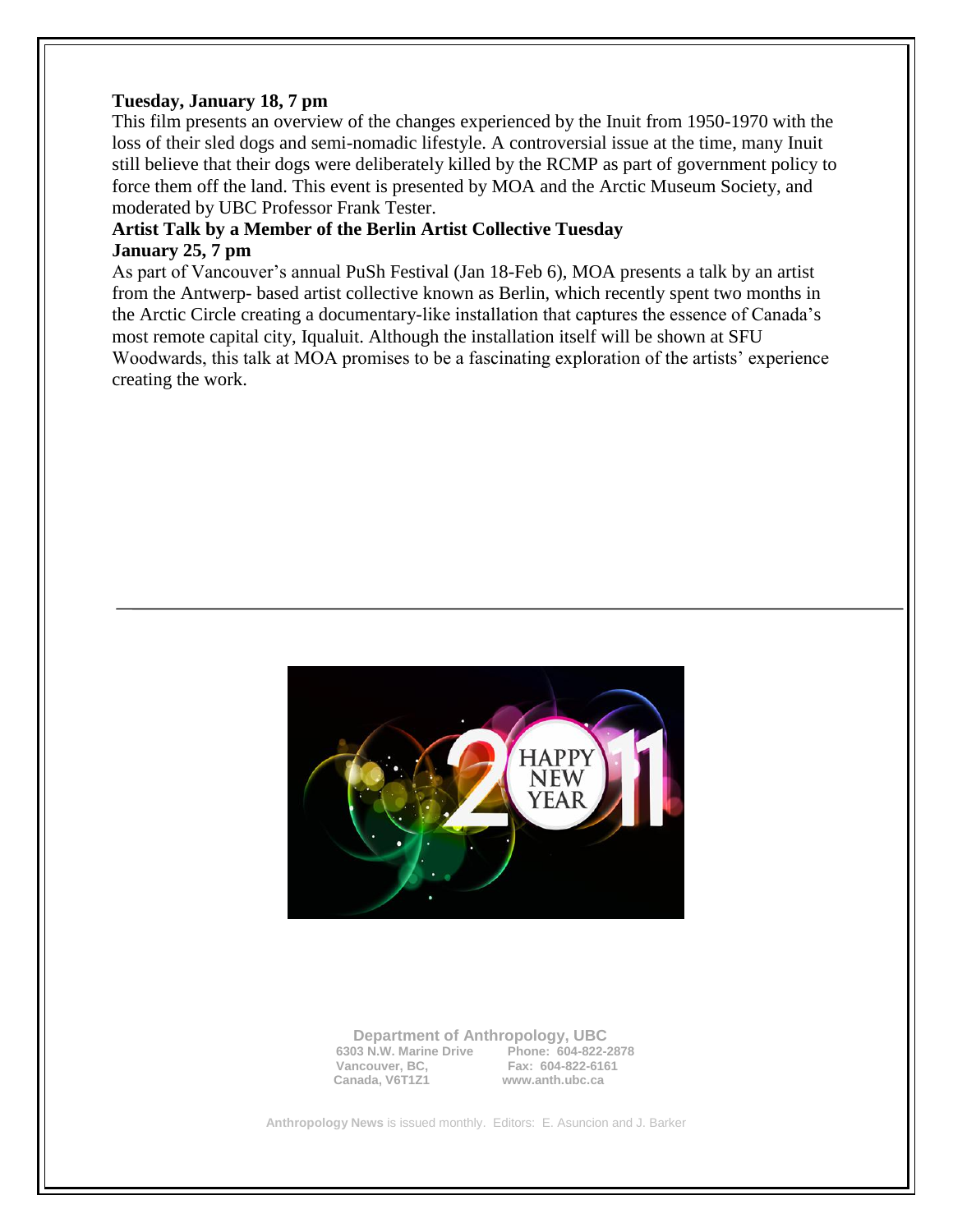**Tuesday, January 18, 7 pm**

This film presents an overview of the changes experienced by the Inuit from 1950-1970 with the loss of their sled dogs and semi-nomadic lifestyle. A controversial issue at the time, many Inuit still believe that their dogs were deliberately killed by the RCMP as part of government policy to force them off the land. This event is presented by MOA and the Arctic Museum Society, and moderated by UBC Professor Frank Tester.

**Artist Talk by a Member of the Berlin Artist Collective Tuesday January 25, 7 pm**

As part of Vancouver's annual PuSh Festival (Jan 18-Feb 6), MOA presents a talk by an artist from the Antwerp- based artist collective known as Berlin, which recently spent two months in the Arctic Circle creating a documentary-like installation that captures the essence of Canada's most remote capital city, Iqualuit. Although the installation itself will be shown at SFU Woodwards, this talk at MOA promises to be a fascinating exploration of the artists' experience creating the work.

---

**Department of Anthropology, UBC**

6303 N.W. Marine Drive
Vancouver, BC,
Canada, V6T1Z1

Phone: 604-822-2878
Fax: 604-822-6161
www.anth.ubc.ca

**Anthropology News** is issued monthly. Editors: E. Asuncion and J. Barker